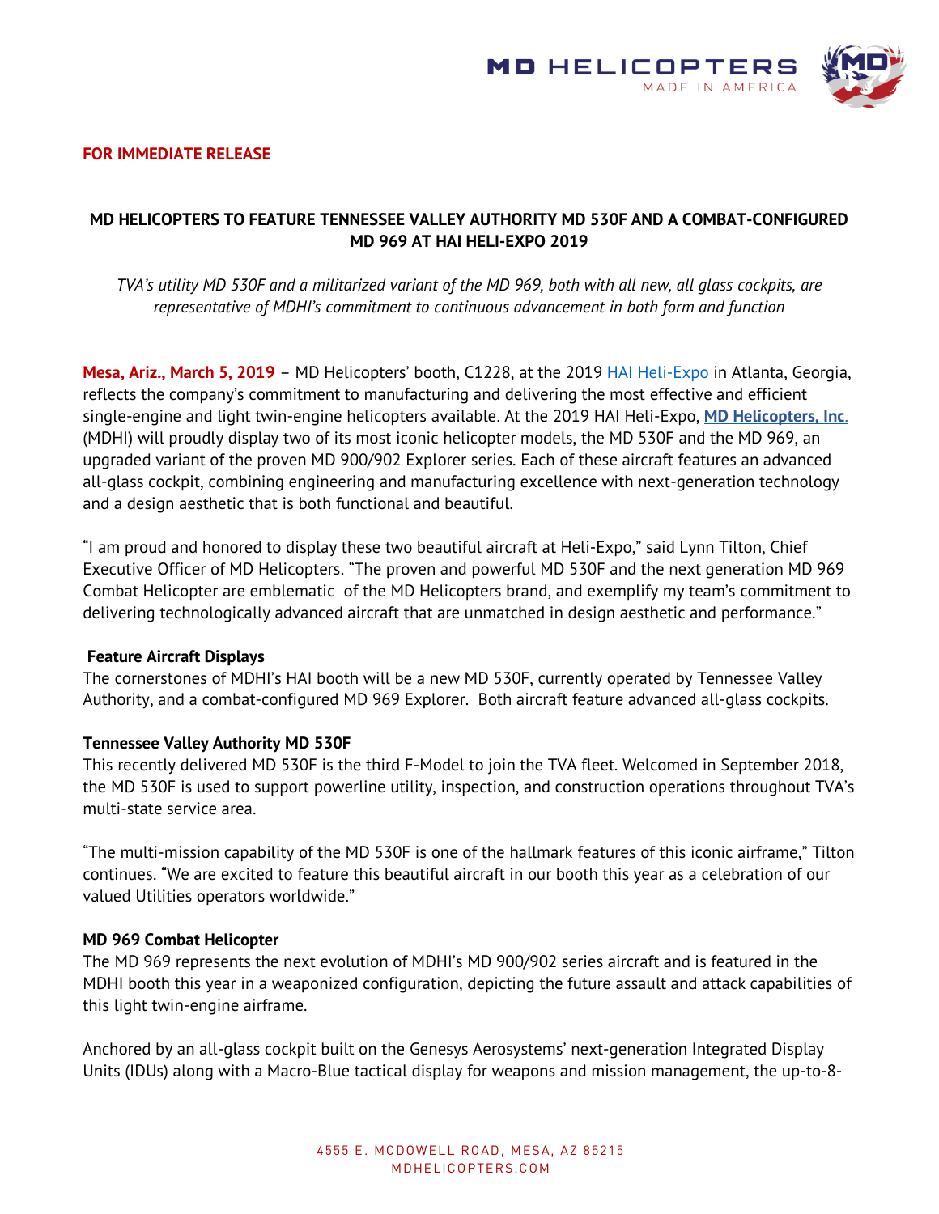**FOR IMMEDIATE RELEASE**

# MD HELICOPTERS TO FEATURE TENNESSEE VALLEY AUTHORITY MD 530F AND A COMBAT-CONFIGURED MD 969 AT HAI HELI-EXPO 2019

*TVA's utility MD 530F and a militarized variant of the MD 969, both with all new, all glass cockpits, are representative of MDHI's commitment to continuous advancement in both form and function*

**Mesa, Ariz., March 5, 2019** – MD Helicopters' booth, C1228, at the 2019 HAI Heli-Expo in Atlanta, Georgia, reflects the company's commitment to manufacturing and delivering the most effective and efficient single-engine and light twin-engine helicopters available. At the 2019 HAI Heli-Expo, **MD Helicopters, Inc**. (MDHI) will proudly display two of its most iconic helicopter models, the MD 530F and the MD 969, an upgraded variant of the proven MD 900/902 Explorer series. Each of these aircraft features an advanced all-glass cockpit, combining engineering and manufacturing excellence with next-generation technology and a design aesthetic that is both functional and beautiful.

"I am proud and honored to display these two beautiful aircraft at Heli-Expo," said Lynn Tilton, Chief Executive Officer of MD Helicopters. "The proven and powerful MD 530F and the next generation MD 969 Combat Helicopter are emblematic of the MD Helicopters brand, and exemplify my team's commitment to delivering technologically advanced aircraft that are unmatched in design aesthetic and performance."

### Feature Aircraft Displays

The cornerstones of MDHI's HAI booth will be a new MD 530F, currently operated by Tennessee Valley Authority, and a combat-configured MD 969 Explorer. Both aircraft feature advanced all-glass cockpits.

### Tennessee Valley Authority MD 530F

This recently delivered MD 530F is the third F-Model to join the TVA fleet. Welcomed in September 2018, the MD 530F is used to support powerline utility, inspection, and construction operations throughout TVA's multi-state service area.

"The multi-mission capability of the MD 530F is one of the hallmark features of this iconic airframe," Tilton continues. "We are excited to feature this beautiful aircraft in our booth this year as a celebration of our valued Utilities operators worldwide."

### MD 969 Combat Helicopter

The MD 969 represents the next evolution of MDHI's MD 900/902 series aircraft and is featured in the MDHI booth this year in a weaponized configuration, depicting the future assault and attack capabilities of this light twin-engine airframe.

Anchored by an all-glass cockpit built on the Genesys Aerosystems' next-generation Integrated Display Units (IDUs) along with a Macro-Blue tactical display for weapons and mission management, the up-to-8-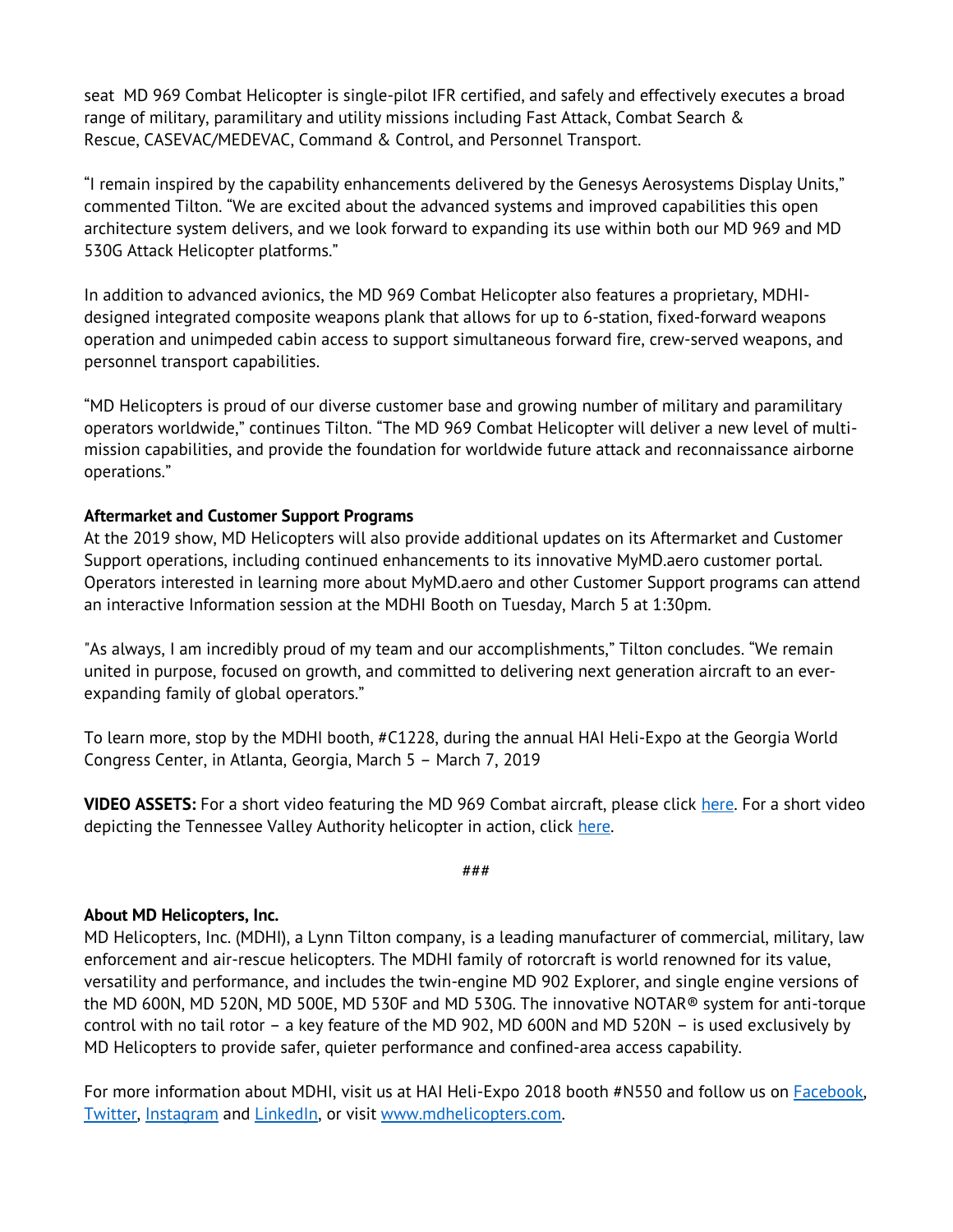seat MD 969 Combat Helicopter is single-pilot IFR certified, and safely and effectively executes a broad range of military, paramilitary and utility missions including Fast Attack, Combat Search & Rescue, CASEVAC/MEDEVAC, Command & Control, and Personnel Transport.

"I remain inspired by the capability enhancements delivered by the Genesys Aerosystems Display Units," commented Tilton. "We are excited about the advanced systems and improved capabilities this open architecture system delivers, and we look forward to expanding its use within both our MD 969 and MD 530G Attack Helicopter platforms."

In addition to advanced avionics, the MD 969 Combat Helicopter also features a proprietary, MDHI-designed integrated composite weapons plank that allows for up to 6-station, fixed-forward weapons operation and unimpeded cabin access to support simultaneous forward fire, crew-served weapons, and personnel transport capabilities.

"MD Helicopters is proud of our diverse customer base and growing number of military and paramilitary operators worldwide," continues Tilton. "The MD 969 Combat Helicopter will deliver a new level of multi-mission capabilities, and provide the foundation for worldwide future attack and reconnaissance airborne operations."

**Aftermarket and Customer Support Programs**

At the 2019 show, MD Helicopters will also provide additional updates on its Aftermarket and Customer Support operations, including continued enhancements to its innovative MyMD.aero customer portal. Operators interested in learning more about MyMD.aero and other Customer Support programs can attend an interactive Information session at the MDHI Booth on Tuesday, March 5 at 1:30pm.

"As always, I am incredibly proud of my team and our accomplishments," Tilton concludes. "We remain united in purpose, focused on growth, and committed to delivering next generation aircraft to an ever-expanding family of global operators."

To learn more, stop by the MDHI booth, #C1228, during the annual HAI Heli-Expo at the Georgia World Congress Center, in Atlanta, Georgia, March 5 – March 7, 2019

**VIDEO ASSETS:** For a short video featuring the MD 969 Combat aircraft, please click here. For a short video depicting the Tennessee Valley Authority helicopter in action, click here.

###

**About MD Helicopters, Inc.**

MD Helicopters, Inc. (MDHI), a Lynn Tilton company, is a leading manufacturer of commercial, military, law enforcement and air-rescue helicopters. The MDHI family of rotorcraft is world renowned for its value, versatility and performance, and includes the twin-engine MD 902 Explorer, and single engine versions of the MD 600N, MD 520N, MD 500E, MD 530F and MD 530G. The innovative NOTAR® system for anti-torque control with no tail rotor – a key feature of the MD 902, MD 600N and MD 520N – is used exclusively by MD Helicopters to provide safer, quieter performance and confined-area access capability.

For more information about MDHI, visit us at HAI Heli-Expo 2018 booth #N550 and follow us on Facebook, Twitter, Instagram and LinkedIn, or visit www.mdhelicopters.com.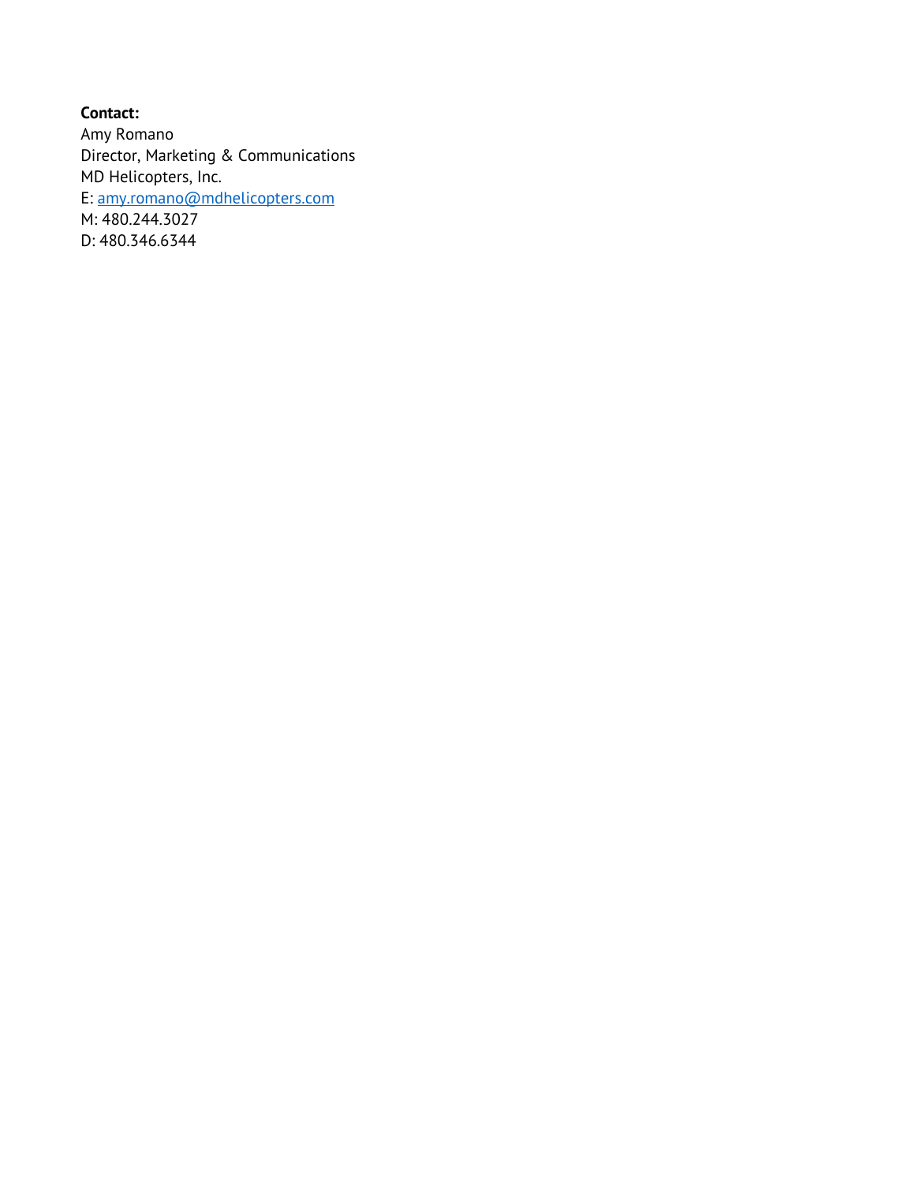**Contact:**
Amy Romano
Director, Marketing & Communications
MD Helicopters, Inc.
E: amy.romano@mdhelicopters.com
M: 480.244.3027
D: 480.346.6344